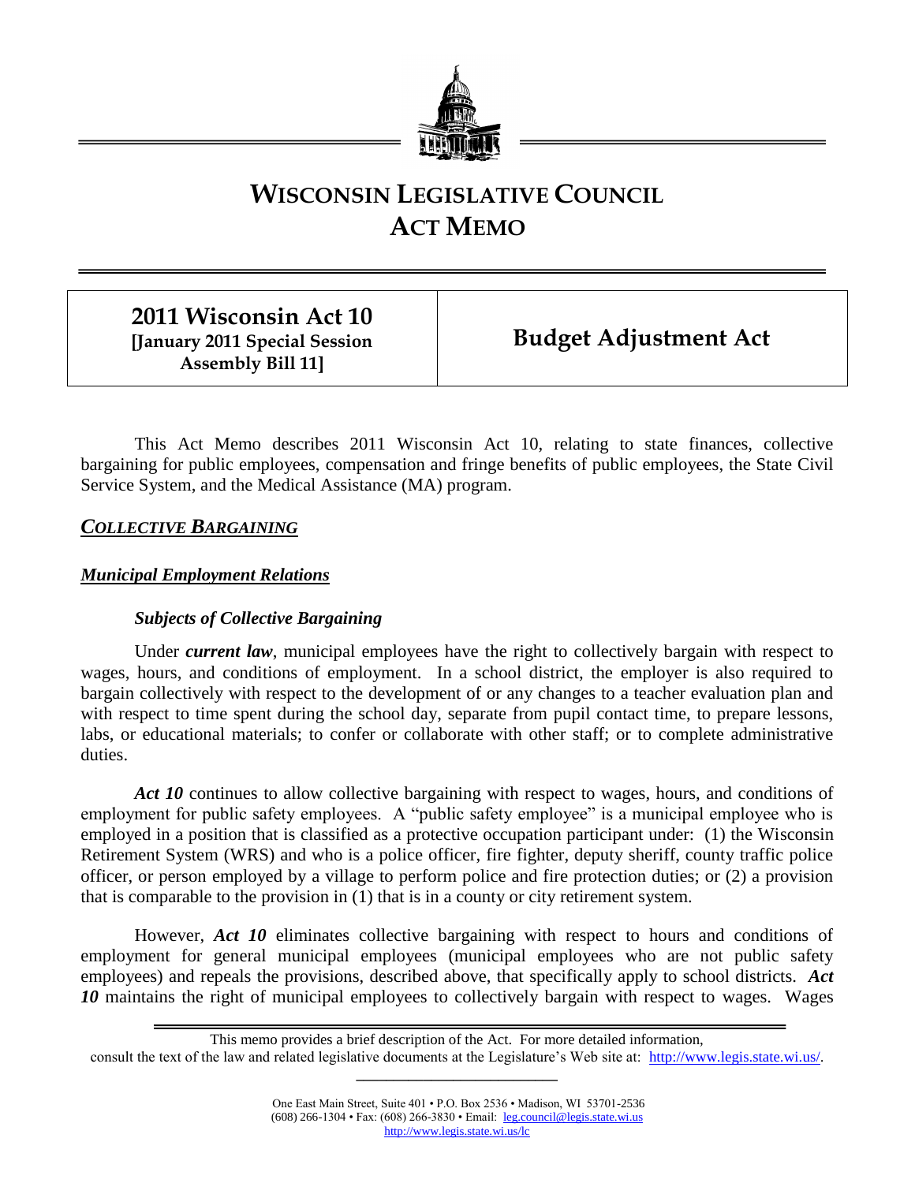# WISCONSIN LEGISLATIVE COUNCIL ACT MEMO

| 2011 Wisconsin Act 10 [January 2011 Special Session Assembly Bill 11] | Budget Adjustment Act |
| --- | --- |

This Act Memo describes 2011 Wisconsin Act 10, relating to state finances, collective bargaining for public employees, compensation and fringe benefits of public employees, the State Civil Service System, and the Medical Assistance (MA) program.

## *COLLECTIVE BARGAINING*

### *Municipal Employment Relations*

#### *Subjects of Collective Bargaining*

Under ***current law***, municipal employees have the right to collectively bargain with respect to wages, hours, and conditions of employment. In a school district, the employer is also required to bargain collectively with respect to the development of or any changes to a teacher evaluation plan and with respect to time spent during the school day, separate from pupil contact time, to prepare lessons, labs, or educational materials; to confer or collaborate with other staff; or to complete administrative duties.

***Act 10*** continues to allow collective bargaining with respect to wages, hours, and conditions of employment for public safety employees. A "public safety employee" is a municipal employee who is employed in a position that is classified as a protective occupation participant under: (1) the Wisconsin Retirement System (WRS) and who is a police officer, fire fighter, deputy sheriff, county traffic police officer, or person employed by a village to perform police and fire protection duties; or (2) a provision that is comparable to the provision in (1) that is in a county or city retirement system.

However, ***Act 10*** eliminates collective bargaining with respect to hours and conditions of employment for general municipal employees (municipal employees who are not public safety employees) and repeals the provisions, described above, that specifically apply to school districts. ***Act 10*** maintains the right of municipal employees to collectively bargain with respect to wages. Wages

This memo provides a brief description of the Act. For more detailed information, consult the text of the law and related legislative documents at the Legislature's Web site at: http://www.legis.state.wi.us/.

One East Main Street, Suite 401 • P.O. Box 2536 • Madison, WI 53701-2536
(608) 266-1304 • Fax: (608) 266-3830 • Email: leg.council@legis.state.wi.us
http://www.legis.state.wi.us/lc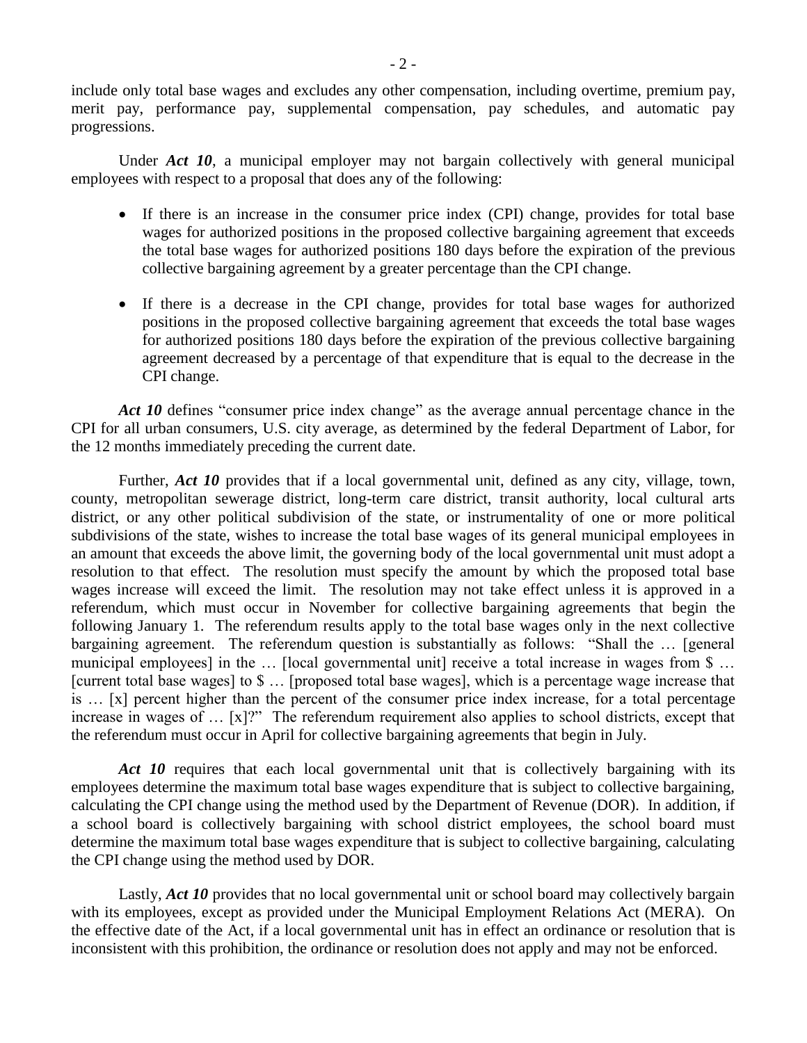include only total base wages and excludes any other compensation, including overtime, premium pay, merit pay, performance pay, supplemental compensation, pay schedules, and automatic pay progressions.

Under ***Act 10***, a municipal employer may not bargain collectively with general municipal employees with respect to a proposal that does any of the following:

- If there is an increase in the consumer price index (CPI) change, provides for total base wages for authorized positions in the proposed collective bargaining agreement that exceeds the total base wages for authorized positions 180 days before the expiration of the previous collective bargaining agreement by a greater percentage than the CPI change.

- If there is a decrease in the CPI change, provides for total base wages for authorized positions in the proposed collective bargaining agreement that exceeds the total base wages for authorized positions 180 days before the expiration of the previous collective bargaining agreement decreased by a percentage of that expenditure that is equal to the decrease in the CPI change.

***Act 10*** defines "consumer price index change" as the average annual percentage chance in the CPI for all urban consumers, U.S. city average, as determined by the federal Department of Labor, for the 12 months immediately preceding the current date.

Further, ***Act 10*** provides that if a local governmental unit, defined as any city, village, town, county, metropolitan sewerage district, long-term care district, transit authority, local cultural arts district, or any other political subdivision of the state, or instrumentality of one or more political subdivisions of the state, wishes to increase the total base wages of its general municipal employees in an amount that exceeds the above limit, the governing body of the local governmental unit must adopt a resolution to that effect. The resolution must specify the amount by which the proposed total base wages increase will exceed the limit. The resolution may not take effect unless it is approved in a referendum, which must occur in November for collective bargaining agreements that begin the following January 1. The referendum results apply to the total base wages only in the next collective bargaining agreement. The referendum question is substantially as follows: "Shall the … [general municipal employees] in the … [local governmental unit] receive a total increase in wages from $ … [current total base wages] to $ … [proposed total base wages], which is a percentage wage increase that is … [x] percent higher than the percent of the consumer price index increase, for a total percentage increase in wages of … [x]?" The referendum requirement also applies to school districts, except that the referendum must occur in April for collective bargaining agreements that begin in July.

***Act 10*** requires that each local governmental unit that is collectively bargaining with its employees determine the maximum total base wages expenditure that is subject to collective bargaining, calculating the CPI change using the method used by the Department of Revenue (DOR). In addition, if a school board is collectively bargaining with school district employees, the school board must determine the maximum total base wages expenditure that is subject to collective bargaining, calculating the CPI change using the method used by DOR.

Lastly, ***Act 10*** provides that no local governmental unit or school board may collectively bargain with its employees, except as provided under the Municipal Employment Relations Act (MERA). On the effective date of the Act, if a local governmental unit has in effect an ordinance or resolution that is inconsistent with this prohibition, the ordinance or resolution does not apply and may not be enforced.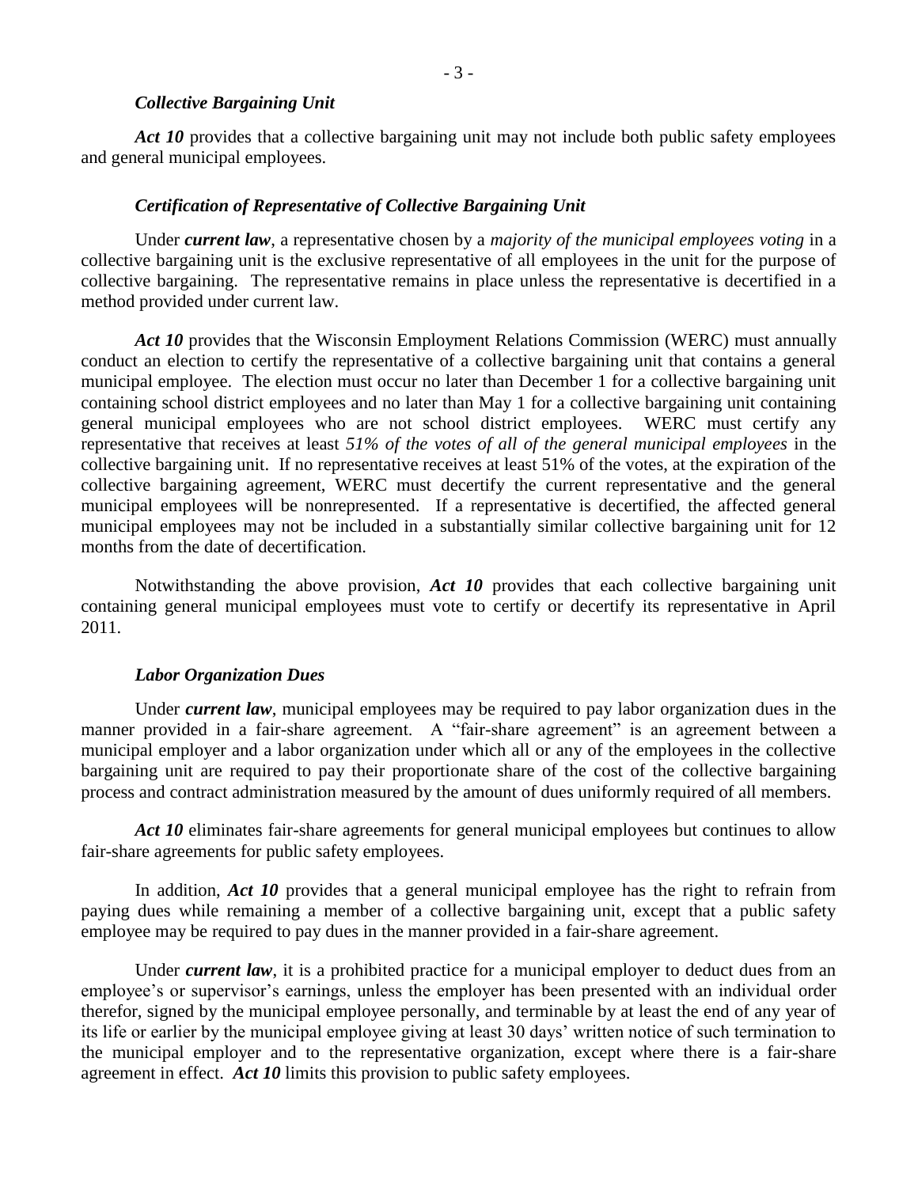### *Collective Bargaining Unit*

***Act 10*** provides that a collective bargaining unit may not include both public safety employees and general municipal employees.

### *Certification of Representative of Collective Bargaining Unit*

Under ***current law***, a representative chosen by a *majority of the municipal employees voting* in a collective bargaining unit is the exclusive representative of all employees in the unit for the purpose of collective bargaining. The representative remains in place unless the representative is decertified in a method provided under current law.

***Act 10*** provides that the Wisconsin Employment Relations Commission (WERC) must annually conduct an election to certify the representative of a collective bargaining unit that contains a general municipal employee. The election must occur no later than December 1 for a collective bargaining unit containing school district employees and no later than May 1 for a collective bargaining unit containing general municipal employees who are not school district employees. WERC must certify any representative that receives at least *51% of the votes of all of the general municipal employees* in the collective bargaining unit. If no representative receives at least 51% of the votes, at the expiration of the collective bargaining agreement, WERC must decertify the current representative and the general municipal employees will be nonrepresented. If a representative is decertified, the affected general municipal employees may not be included in a substantially similar collective bargaining unit for 12 months from the date of decertification.

Notwithstanding the above provision, ***Act 10*** provides that each collective bargaining unit containing general municipal employees must vote to certify or decertify its representative in April 2011.

### *Labor Organization Dues*

Under ***current law***, municipal employees may be required to pay labor organization dues in the manner provided in a fair-share agreement. A "fair-share agreement" is an agreement between a municipal employer and a labor organization under which all or any of the employees in the collective bargaining unit are required to pay their proportionate share of the cost of the collective bargaining process and contract administration measured by the amount of dues uniformly required of all members.

***Act 10*** eliminates fair-share agreements for general municipal employees but continues to allow fair-share agreements for public safety employees.

In addition, ***Act 10*** provides that a general municipal employee has the right to refrain from paying dues while remaining a member of a collective bargaining unit, except that a public safety employee may be required to pay dues in the manner provided in a fair-share agreement.

Under ***current law***, it is a prohibited practice for a municipal employer to deduct dues from an employee's or supervisor's earnings, unless the employer has been presented with an individual order therefor, signed by the municipal employee personally, and terminable by at least the end of any year of its life or earlier by the municipal employee giving at least 30 days' written notice of such termination to the municipal employer and to the representative organization, except where there is a fair-share agreement in effect. ***Act 10*** limits this provision to public safety employees.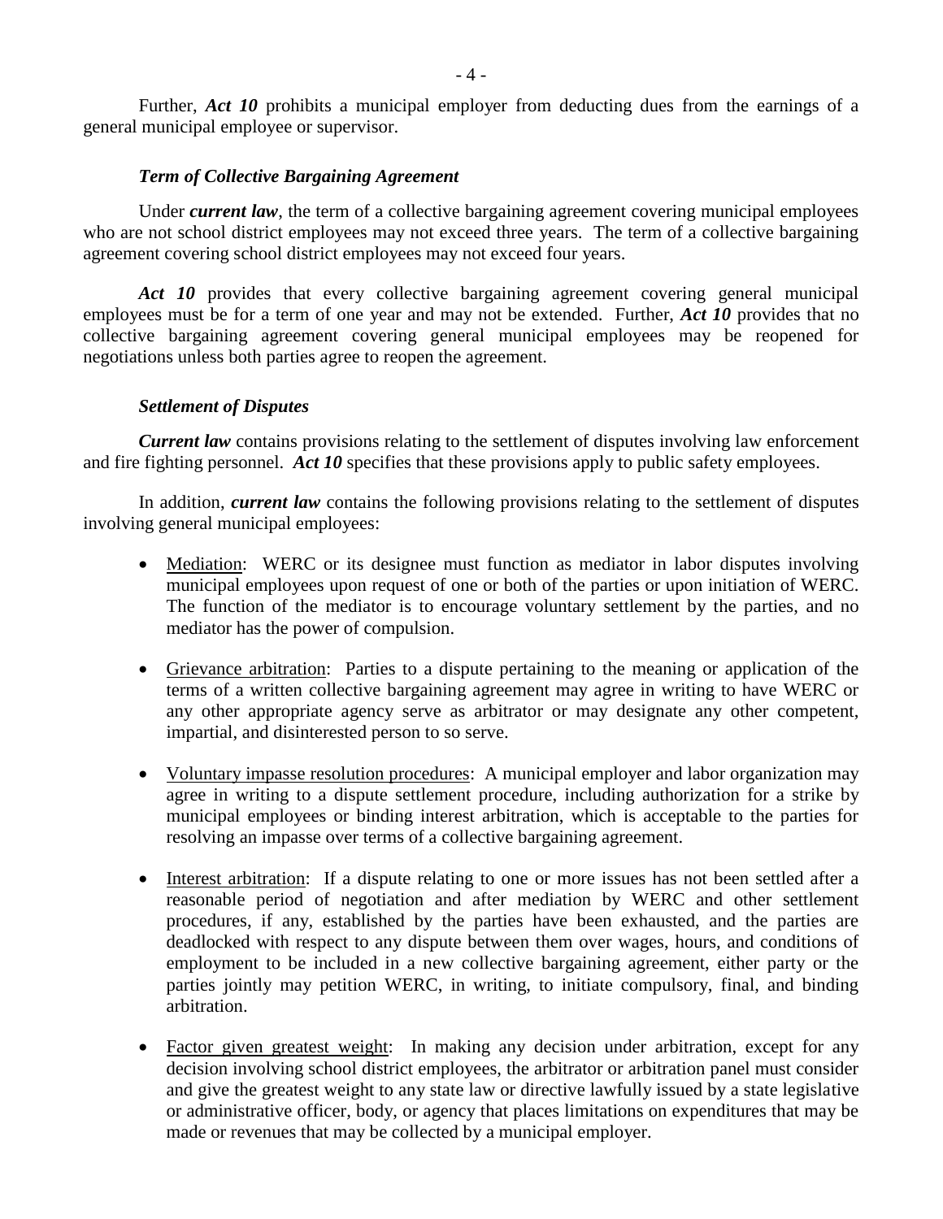Further, ***Act 10*** prohibits a municipal employer from deducting dues from the earnings of a general municipal employee or supervisor.

### *Term of Collective Bargaining Agreement*

Under ***current law***, the term of a collective bargaining agreement covering municipal employees who are not school district employees may not exceed three years. The term of a collective bargaining agreement covering school district employees may not exceed four years.

***Act 10*** provides that every collective bargaining agreement covering general municipal employees must be for a term of one year and may not be extended. Further, ***Act 10*** provides that no collective bargaining agreement covering general municipal employees may be reopened for negotiations unless both parties agree to reopen the agreement.

### *Settlement of Disputes*

***Current law*** contains provisions relating to the settlement of disputes involving law enforcement and fire fighting personnel. ***Act 10*** specifies that these provisions apply to public safety employees.

In addition, ***current law*** contains the following provisions relating to the settlement of disputes involving general municipal employees:

- <u>Mediation</u>: WERC or its designee must function as mediator in labor disputes involving municipal employees upon request of one or both of the parties or upon initiation of WERC. The function of the mediator is to encourage voluntary settlement by the parties, and no mediator has the power of compulsion.

- <u>Grievance arbitration</u>: Parties to a dispute pertaining to the meaning or application of the terms of a written collective bargaining agreement may agree in writing to have WERC or any other appropriate agency serve as arbitrator or may designate any other competent, impartial, and disinterested person to so serve.

- <u>Voluntary impasse resolution procedures</u>: A municipal employer and labor organization may agree in writing to a dispute settlement procedure, including authorization for a strike by municipal employees or binding interest arbitration, which is acceptable to the parties for resolving an impasse over terms of a collective bargaining agreement.

- <u>Interest arbitration</u>: If a dispute relating to one or more issues has not been settled after a reasonable period of negotiation and after mediation by WERC and other settlement procedures, if any, established by the parties have been exhausted, and the parties are deadlocked with respect to any dispute between them over wages, hours, and conditions of employment to be included in a new collective bargaining agreement, either party or the parties jointly may petition WERC, in writing, to initiate compulsory, final, and binding arbitration.

- <u>Factor given greatest weight</u>: In making any decision under arbitration, except for any decision involving school district employees, the arbitrator or arbitration panel must consider and give the greatest weight to any state law or directive lawfully issued by a state legislative or administrative officer, body, or agency that places limitations on expenditures that may be made or revenues that may be collected by a municipal employer.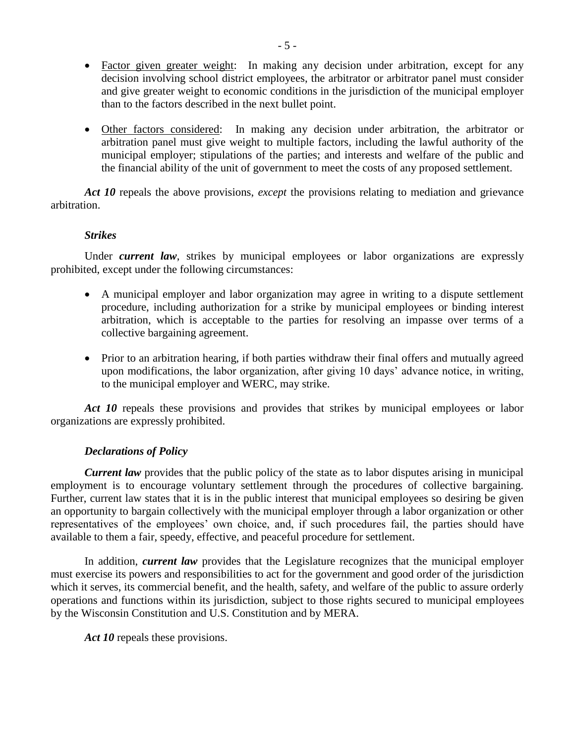- Factor given greater weight: In making any decision under arbitration, except for any decision involving school district employees, the arbitrator or arbitrator panel must consider and give greater weight to economic conditions in the jurisdiction of the municipal employer than to the factors described in the next bullet point.

- Other factors considered: In making any decision under arbitration, the arbitrator or arbitration panel must give weight to multiple factors, including the lawful authority of the municipal employer; stipulations of the parties; and interests and welfare of the public and the financial ability of the unit of government to meet the costs of any proposed settlement.

***Act 10*** repeals the above provisions, *except* the provisions relating to mediation and grievance arbitration.

***Strikes***

Under ***current law***, strikes by municipal employees or labor organizations are expressly prohibited, except under the following circumstances:

- A municipal employer and labor organization may agree in writing to a dispute settlement procedure, including authorization for a strike by municipal employees or binding interest arbitration, which is acceptable to the parties for resolving an impasse over terms of a collective bargaining agreement.

- Prior to an arbitration hearing, if both parties withdraw their final offers and mutually agreed upon modifications, the labor organization, after giving 10 days' advance notice, in writing, to the municipal employer and WERC, may strike.

***Act 10*** repeals these provisions and provides that strikes by municipal employees or labor organizations are expressly prohibited.

***Declarations of Policy***

***Current law*** provides that the public policy of the state as to labor disputes arising in municipal employment is to encourage voluntary settlement through the procedures of collective bargaining. Further, current law states that it is in the public interest that municipal employees so desiring be given an opportunity to bargain collectively with the municipal employer through a labor organization or other representatives of the employees' own choice, and, if such procedures fail, the parties should have available to them a fair, speedy, effective, and peaceful procedure for settlement.

In addition, ***current law*** provides that the Legislature recognizes that the municipal employer must exercise its powers and responsibilities to act for the government and good order of the jurisdiction which it serves, its commercial benefit, and the health, safety, and welfare of the public to assure orderly operations and functions within its jurisdiction, subject to those rights secured to municipal employees by the Wisconsin Constitution and U.S. Constitution and by MERA.

***Act 10*** repeals these provisions.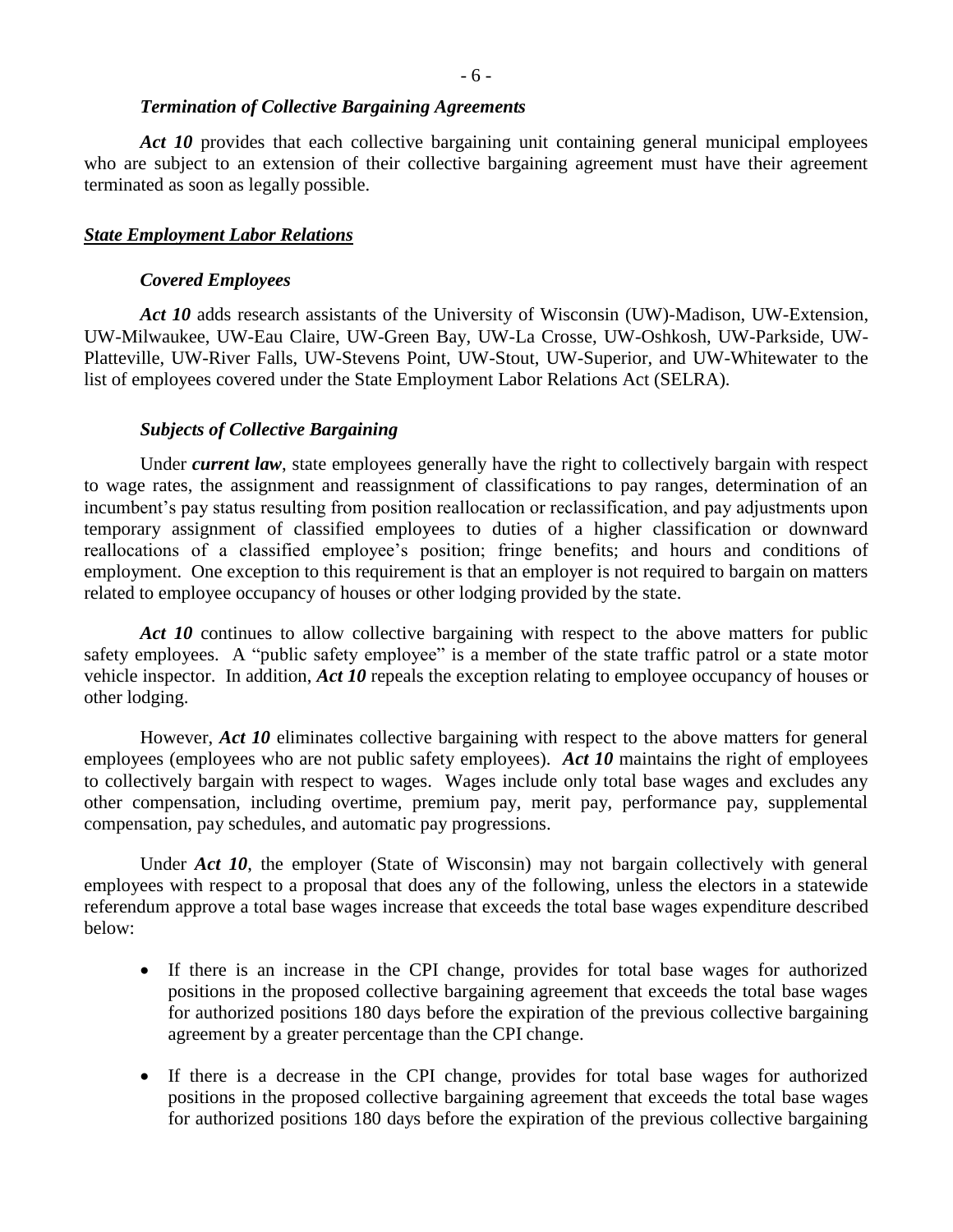### *Termination of Collective Bargaining Agreements*

***Act 10*** provides that each collective bargaining unit containing general municipal employees who are subject to an extension of their collective bargaining agreement must have their agreement terminated as soon as legally possible.

## ***State Employment Labor Relations***

### *Covered Employees*

***Act 10*** adds research assistants of the University of Wisconsin (UW)-Madison, UW-Extension, UW-Milwaukee, UW-Eau Claire, UW-Green Bay, UW-La Crosse, UW-Oshkosh, UW-Parkside, UW-Platteville, UW-River Falls, UW-Stevens Point, UW-Stout, UW-Superior, and UW-Whitewater to the list of employees covered under the State Employment Labor Relations Act (SELRA).

### *Subjects of Collective Bargaining*

Under ***current law***, state employees generally have the right to collectively bargain with respect to wage rates, the assignment and reassignment of classifications to pay ranges, determination of an incumbent's pay status resulting from position reallocation or reclassification, and pay adjustments upon temporary assignment of classified employees to duties of a higher classification or downward reallocations of a classified employee's position; fringe benefits; and hours and conditions of employment. One exception to this requirement is that an employer is not required to bargain on matters related to employee occupancy of houses or other lodging provided by the state.

***Act 10*** continues to allow collective bargaining with respect to the above matters for public safety employees. A "public safety employee" is a member of the state traffic patrol or a state motor vehicle inspector. In addition, ***Act 10*** repeals the exception relating to employee occupancy of houses or other lodging.

However, ***Act 10*** eliminates collective bargaining with respect to the above matters for general employees (employees who are not public safety employees). ***Act 10*** maintains the right of employees to collectively bargain with respect to wages. Wages include only total base wages and excludes any other compensation, including overtime, premium pay, merit pay, performance pay, supplemental compensation, pay schedules, and automatic pay progressions.

Under ***Act 10***, the employer (State of Wisconsin) may not bargain collectively with general employees with respect to a proposal that does any of the following, unless the electors in a statewide referendum approve a total base wages increase that exceeds the total base wages expenditure described below:

- If there is an increase in the CPI change, provides for total base wages for authorized positions in the proposed collective bargaining agreement that exceeds the total base wages for authorized positions 180 days before the expiration of the previous collective bargaining agreement by a greater percentage than the CPI change.
- If there is a decrease in the CPI change, provides for total base wages for authorized positions in the proposed collective bargaining agreement that exceeds the total base wages for authorized positions 180 days before the expiration of the previous collective bargaining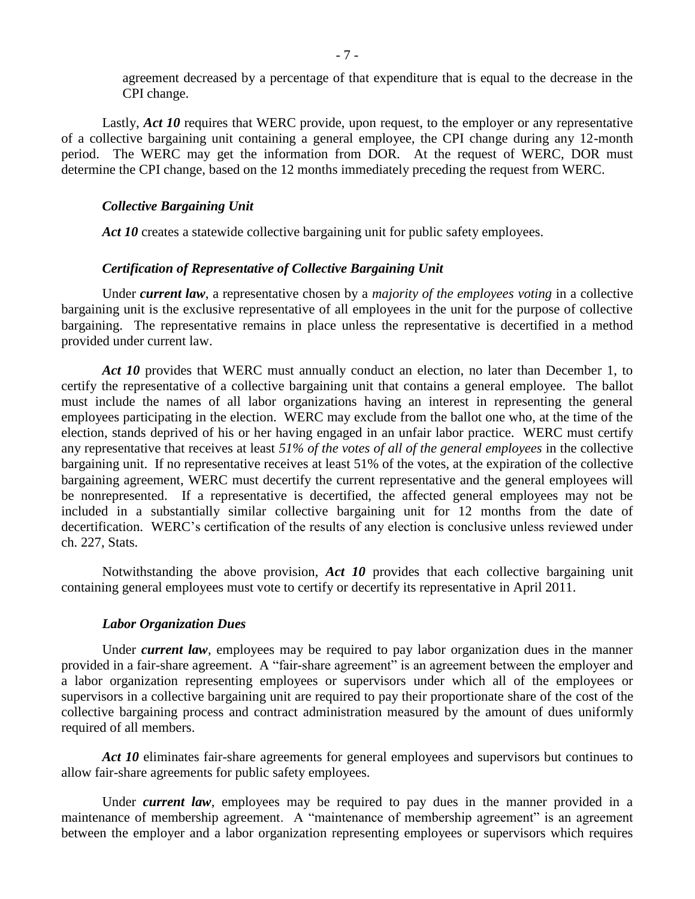agreement decreased by a percentage of that expenditure that is equal to the decrease in the CPI change.

Lastly, ***Act 10*** requires that WERC provide, upon request, to the employer or any representative of a collective bargaining unit containing a general employee, the CPI change during any 12-month period. The WERC may get the information from DOR. At the request of WERC, DOR must determine the CPI change, based on the 12 months immediately preceding the request from WERC.

### *Collective Bargaining Unit*

***Act 10*** creates a statewide collective bargaining unit for public safety employees.

### *Certification of Representative of Collective Bargaining Unit*

Under ***current law***, a representative chosen by a *majority of the employees voting* in a collective bargaining unit is the exclusive representative of all employees in the unit for the purpose of collective bargaining. The representative remains in place unless the representative is decertified in a method provided under current law.

***Act 10*** provides that WERC must annually conduct an election, no later than December 1, to certify the representative of a collective bargaining unit that contains a general employee. The ballot must include the names of all labor organizations having an interest in representing the general employees participating in the election. WERC may exclude from the ballot one who, at the time of the election, stands deprived of his or her having engaged in an unfair labor practice. WERC must certify any representative that receives at least *51% of the votes of all of the general employees* in the collective bargaining unit. If no representative receives at least 51% of the votes, at the expiration of the collective bargaining agreement, WERC must decertify the current representative and the general employees will be nonrepresented. If a representative is decertified, the affected general employees may not be included in a substantially similar collective bargaining unit for 12 months from the date of decertification. WERC's certification of the results of any election is conclusive unless reviewed under ch. 227, Stats.

Notwithstanding the above provision, ***Act 10*** provides that each collective bargaining unit containing general employees must vote to certify or decertify its representative in April 2011.

### *Labor Organization Dues*

Under ***current law***, employees may be required to pay labor organization dues in the manner provided in a fair-share agreement. A "fair-share agreement" is an agreement between the employer and a labor organization representing employees or supervisors under which all of the employees or supervisors in a collective bargaining unit are required to pay their proportionate share of the cost of the collective bargaining process and contract administration measured by the amount of dues uniformly required of all members.

***Act 10*** eliminates fair-share agreements for general employees and supervisors but continues to allow fair-share agreements for public safety employees.

Under ***current law***, employees may be required to pay dues in the manner provided in a maintenance of membership agreement. A "maintenance of membership agreement" is an agreement between the employer and a labor organization representing employees or supervisors which requires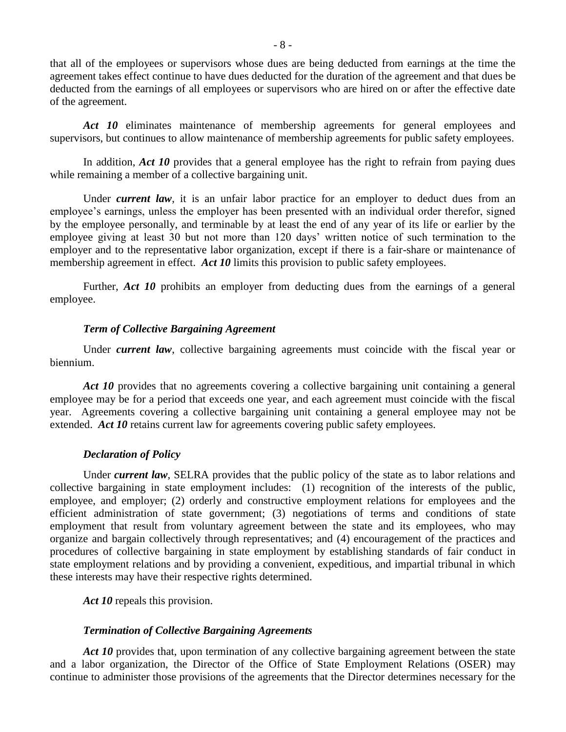that all of the employees or supervisors whose dues are being deducted from earnings at the time the agreement takes effect continue to have dues deducted for the duration of the agreement and that dues be deducted from the earnings of all employees or supervisors who are hired on or after the effective date of the agreement.

***Act 10*** eliminates maintenance of membership agreements for general employees and supervisors, but continues to allow maintenance of membership agreements for public safety employees.

In addition, ***Act 10*** provides that a general employee has the right to refrain from paying dues while remaining a member of a collective bargaining unit.

Under ***current law***, it is an unfair labor practice for an employer to deduct dues from an employee's earnings, unless the employer has been presented with an individual order therefor, signed by the employee personally, and terminable by at least the end of any year of its life or earlier by the employee giving at least 30 but not more than 120 days' written notice of such termination to the employer and to the representative labor organization, except if there is a fair-share or maintenance of membership agreement in effect. ***Act 10*** limits this provision to public safety employees.

Further, ***Act 10*** prohibits an employer from deducting dues from the earnings of a general employee.

### *Term of Collective Bargaining Agreement*

Under ***current law***, collective bargaining agreements must coincide with the fiscal year or biennium.

***Act 10*** provides that no agreements covering a collective bargaining unit containing a general employee may be for a period that exceeds one year, and each agreement must coincide with the fiscal year. Agreements covering a collective bargaining unit containing a general employee may not be extended. ***Act 10*** retains current law for agreements covering public safety employees.

### *Declaration of Policy*

Under ***current law***, SELRA provides that the public policy of the state as to labor relations and collective bargaining in state employment includes: (1) recognition of the interests of the public, employee, and employer; (2) orderly and constructive employment relations for employees and the efficient administration of state government; (3) negotiations of terms and conditions of state employment that result from voluntary agreement between the state and its employees, who may organize and bargain collectively through representatives; and (4) encouragement of the practices and procedures of collective bargaining in state employment by establishing standards of fair conduct in state employment relations and by providing a convenient, expeditious, and impartial tribunal in which these interests may have their respective rights determined.

***Act 10*** repeals this provision.

### *Termination of Collective Bargaining Agreements*

***Act 10*** provides that, upon termination of any collective bargaining agreement between the state and a labor organization, the Director of the Office of State Employment Relations (OSER) may continue to administer those provisions of the agreements that the Director determines necessary for the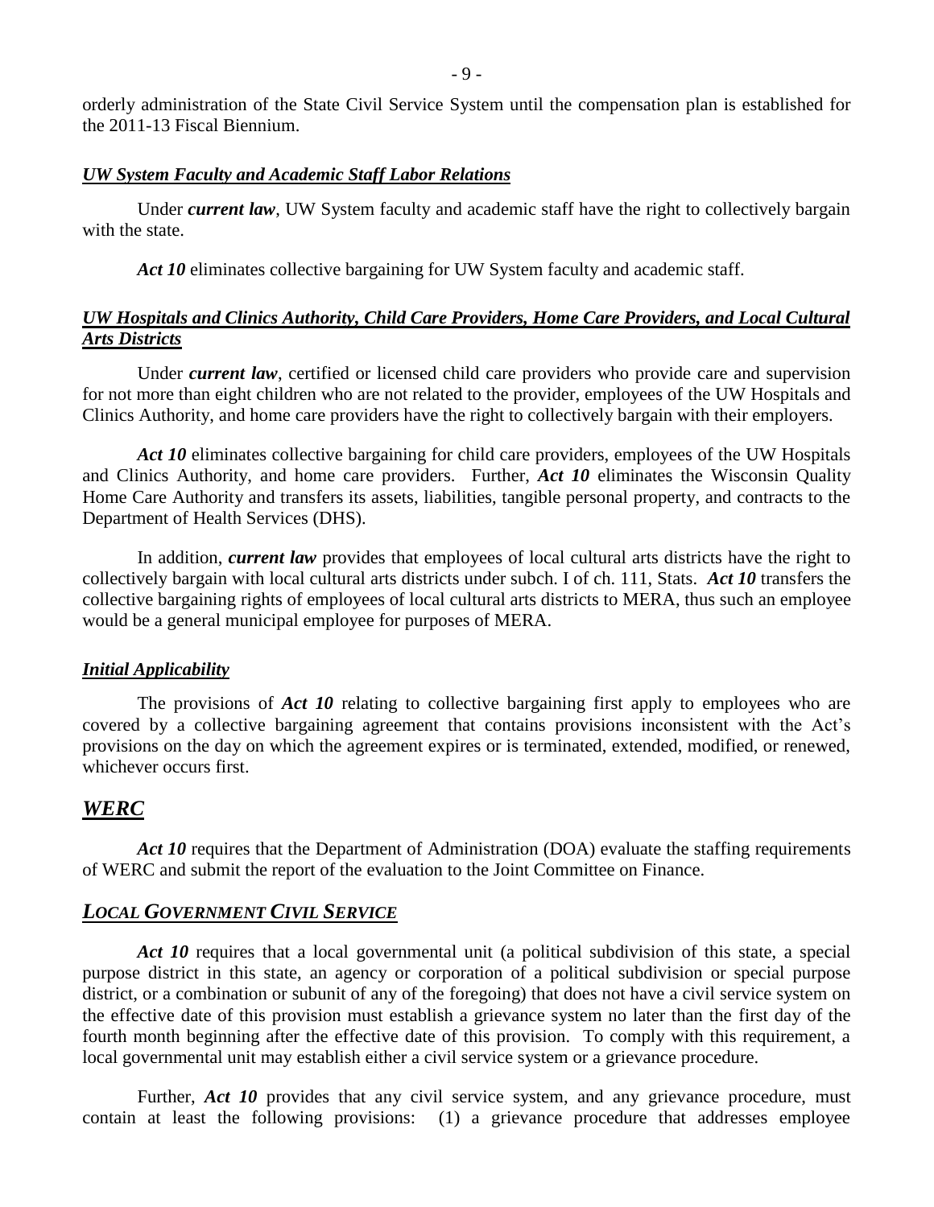orderly administration of the State Civil Service System until the compensation plan is established for the 2011-13 Fiscal Biennium.

### ***UW System Faculty and Academic Staff Labor Relations***

Under ***current law***, UW System faculty and academic staff have the right to collectively bargain with the state.

***Act 10*** eliminates collective bargaining for UW System faculty and academic staff.

### ***UW Hospitals and Clinics Authority, Child Care Providers, Home Care Providers, and Local Cultural Arts Districts***

Under ***current law***, certified or licensed child care providers who provide care and supervision for not more than eight children who are not related to the provider, employees of the UW Hospitals and Clinics Authority, and home care providers have the right to collectively bargain with their employers.

***Act 10*** eliminates collective bargaining for child care providers, employees of the UW Hospitals and Clinics Authority, and home care providers. Further, ***Act 10*** eliminates the Wisconsin Quality Home Care Authority and transfers its assets, liabilities, tangible personal property, and contracts to the Department of Health Services (DHS).

In addition, ***current law*** provides that employees of local cultural arts districts have the right to collectively bargain with local cultural arts districts under subch. I of ch. 111, Stats. ***Act 10*** transfers the collective bargaining rights of employees of local cultural arts districts to MERA, thus such an employee would be a general municipal employee for purposes of MERA.

### ***Initial Applicability***

The provisions of ***Act 10*** relating to collective bargaining first apply to employees who are covered by a collective bargaining agreement that contains provisions inconsistent with the Act's provisions on the day on which the agreement expires or is terminated, extended, modified, or renewed, whichever occurs first.

## ***WERC***

***Act 10*** requires that the Department of Administration (DOA) evaluate the staffing requirements of WERC and submit the report of the evaluation to the Joint Committee on Finance.

## ***LOCAL GOVERNMENT CIVIL SERVICE***

***Act 10*** requires that a local governmental unit (a political subdivision of this state, a special purpose district in this state, an agency or corporation of a political subdivision or special purpose district, or a combination or subunit of any of the foregoing) that does not have a civil service system on the effective date of this provision must establish a grievance system no later than the first day of the fourth month beginning after the effective date of this provision. To comply with this requirement, a local governmental unit may establish either a civil service system or a grievance procedure.

Further, ***Act 10*** provides that any civil service system, and any grievance procedure, must contain at least the following provisions: (1) a grievance procedure that addresses employee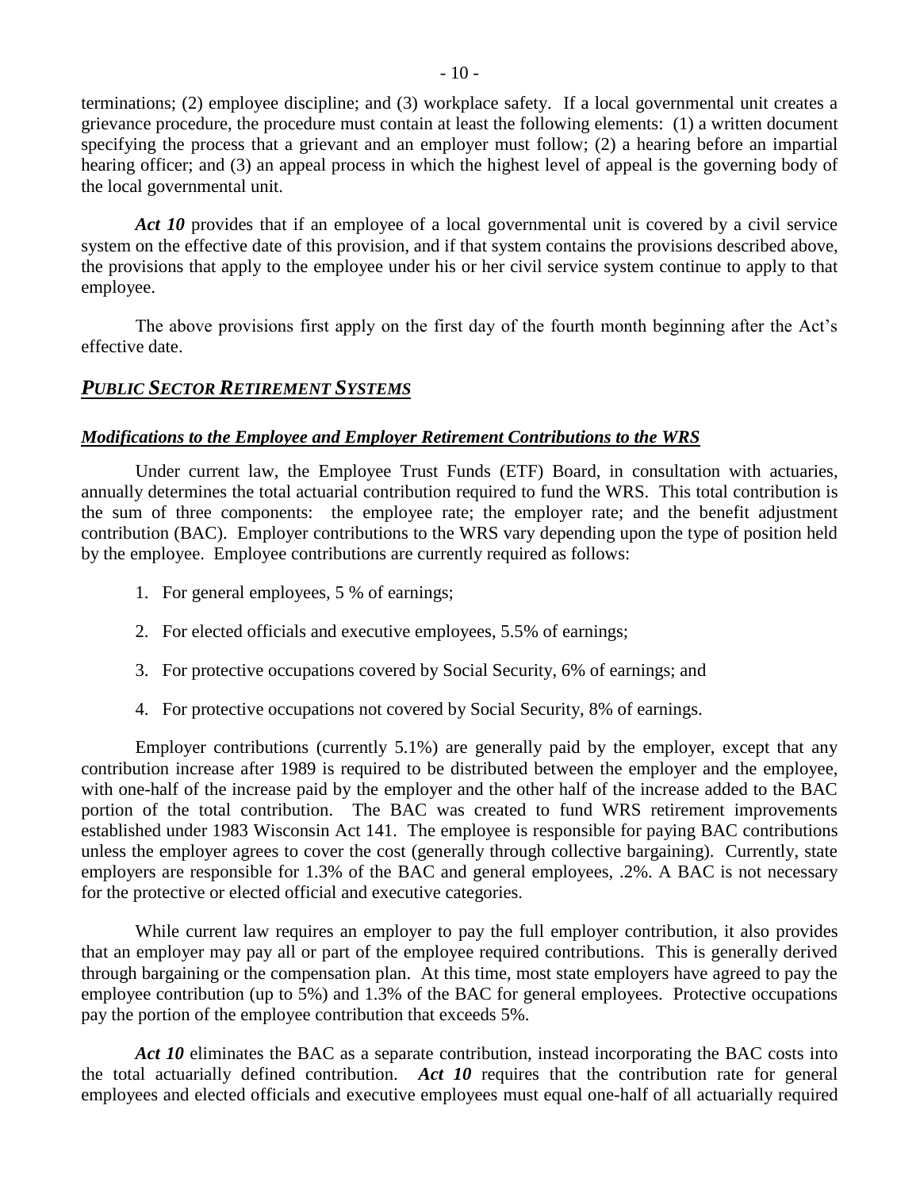terminations; (2) employee discipline; and (3) workplace safety. If a local governmental unit creates a grievance procedure, the procedure must contain at least the following elements: (1) a written document specifying the process that a grievant and an employer must follow; (2) a hearing before an impartial hearing officer; and (3) an appeal process in which the highest level of appeal is the governing body of the local governmental unit.

***Act 10*** provides that if an employee of a local governmental unit is covered by a civil service system on the effective date of this provision, and if that system contains the provisions described above, the provisions that apply to the employee under his or her civil service system continue to apply to that employee.

The above provisions first apply on the first day of the fourth month beginning after the Act's effective date.

## ***PUBLIC SECTOR RETIREMENT SYSTEMS***

### ***Modifications to the Employee and Employer Retirement Contributions to the WRS***

Under current law, the Employee Trust Funds (ETF) Board, in consultation with actuaries, annually determines the total actuarial contribution required to fund the WRS. This total contribution is the sum of three components: the employee rate; the employer rate; and the benefit adjustment contribution (BAC). Employer contributions to the WRS vary depending upon the type of position held by the employee. Employee contributions are currently required as follows:

1. For general employees, 5 % of earnings;
2. For elected officials and executive employees, 5.5% of earnings;
3. For protective occupations covered by Social Security, 6% of earnings; and
4. For protective occupations not covered by Social Security, 8% of earnings.

Employer contributions (currently 5.1%) are generally paid by the employer, except that any contribution increase after 1989 is required to be distributed between the employer and the employee, with one-half of the increase paid by the employer and the other half of the increase added to the BAC portion of the total contribution. The BAC was created to fund WRS retirement improvements established under 1983 Wisconsin Act 141. The employee is responsible for paying BAC contributions unless the employer agrees to cover the cost (generally through collective bargaining). Currently, state employers are responsible for 1.3% of the BAC and general employees, .2%. A BAC is not necessary for the protective or elected official and executive categories.

While current law requires an employer to pay the full employer contribution, it also provides that an employer may pay all or part of the employee required contributions. This is generally derived through bargaining or the compensation plan. At this time, most state employers have agreed to pay the employee contribution (up to 5%) and 1.3% of the BAC for general employees. Protective occupations pay the portion of the employee contribution that exceeds 5%.

***Act 10*** eliminates the BAC as a separate contribution, instead incorporating the BAC costs into the total actuarially defined contribution. ***Act 10*** requires that the contribution rate for general employees and elected officials and executive employees must equal one-half of all actuarially required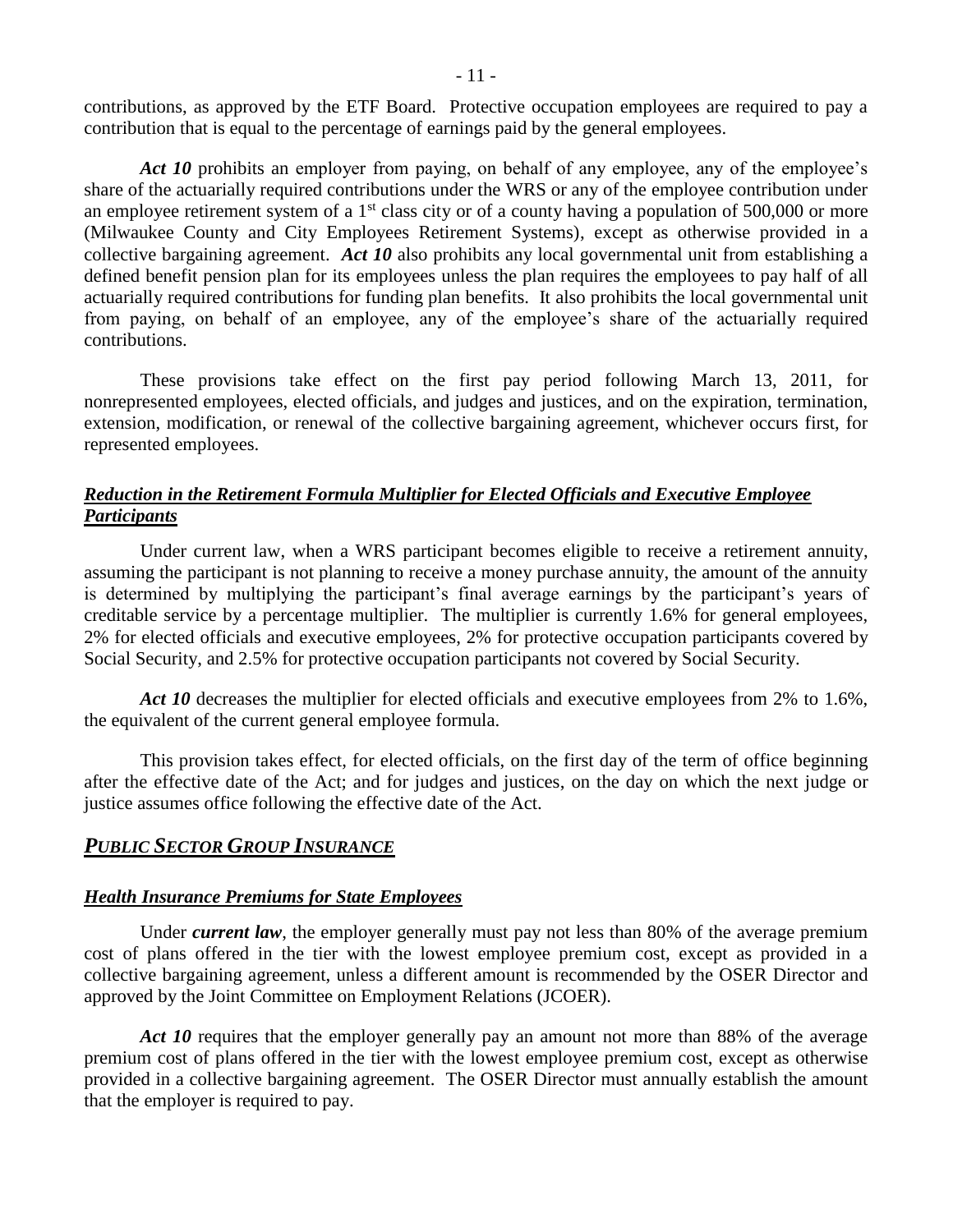contributions, as approved by the ETF Board. Protective occupation employees are required to pay a contribution that is equal to the percentage of earnings paid by the general employees.

***Act 10*** prohibits an employer from paying, on behalf of any employee, any of the employee's share of the actuarially required contributions under the WRS or any of the employee contribution under an employee retirement system of a 1st class city or of a county having a population of 500,000 or more (Milwaukee County and City Employees Retirement Systems), except as otherwise provided in a collective bargaining agreement. ***Act 10*** also prohibits any local governmental unit from establishing a defined benefit pension plan for its employees unless the plan requires the employees to pay half of all actuarially required contributions for funding plan benefits. It also prohibits the local governmental unit from paying, on behalf of an employee, any of the employee's share of the actuarially required contributions.

These provisions take effect on the first pay period following March 13, 2011, for nonrepresented employees, elected officials, and judges and justices, and on the expiration, termination, extension, modification, or renewal of the collective bargaining agreement, whichever occurs first, for represented employees.

### ***Reduction in the Retirement Formula Multiplier for Elected Officials and Executive Employee Participants***

Under current law, when a WRS participant becomes eligible to receive a retirement annuity, assuming the participant is not planning to receive a money purchase annuity, the amount of the annuity is determined by multiplying the participant's final average earnings by the participant's years of creditable service by a percentage multiplier. The multiplier is currently 1.6% for general employees, 2% for elected officials and executive employees, 2% for protective occupation participants covered by Social Security, and 2.5% for protective occupation participants not covered by Social Security.

***Act 10*** decreases the multiplier for elected officials and executive employees from 2% to 1.6%, the equivalent of the current general employee formula.

This provision takes effect, for elected officials, on the first day of the term of office beginning after the effective date of the Act; and for judges and justices, on the day on which the next judge or justice assumes office following the effective date of the Act.

## ***PUBLIC SECTOR GROUP INSURANCE***

### ***Health Insurance Premiums for State Employees***

Under ***current law***, the employer generally must pay not less than 80% of the average premium cost of plans offered in the tier with the lowest employee premium cost, except as provided in a collective bargaining agreement, unless a different amount is recommended by the OSER Director and approved by the Joint Committee on Employment Relations (JCOER).

***Act 10*** requires that the employer generally pay an amount not more than 88% of the average premium cost of plans offered in the tier with the lowest employee premium cost, except as otherwise provided in a collective bargaining agreement. The OSER Director must annually establish the amount that the employer is required to pay.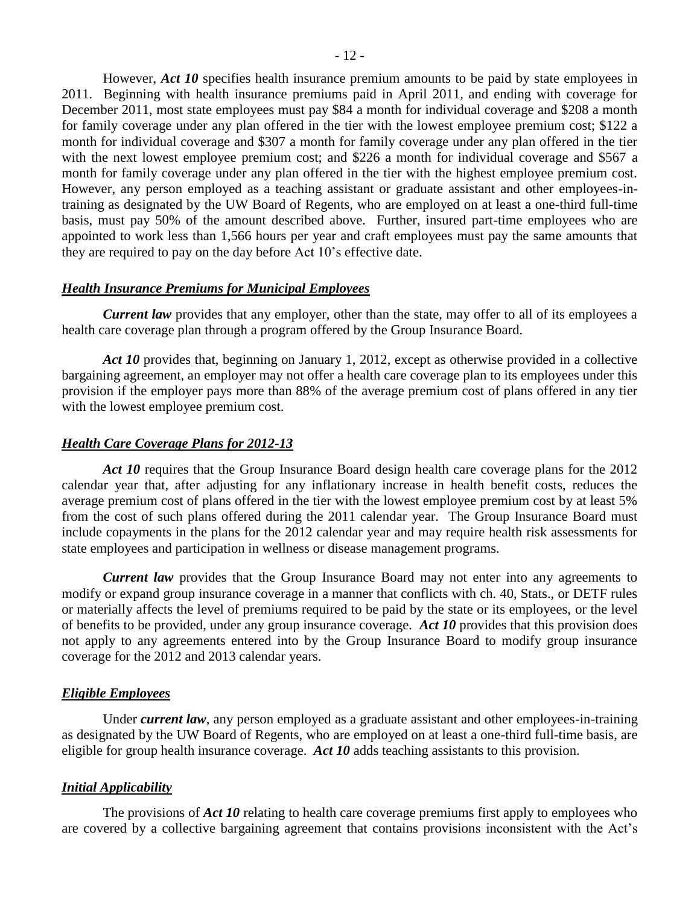However, ***Act 10*** specifies health insurance premium amounts to be paid by state employees in 2011. Beginning with health insurance premiums paid in April 2011, and ending with coverage for December 2011, most state employees must pay $84 a month for individual coverage and $208 a month for family coverage under any plan offered in the tier with the lowest employee premium cost; $122 a month for individual coverage and $307 a month for family coverage under any plan offered in the tier with the next lowest employee premium cost; and $226 a month for individual coverage and $567 a month for family coverage under any plan offered in the tier with the highest employee premium cost. However, any person employed as a teaching assistant or graduate assistant and other employees-in-training as designated by the UW Board of Regents, who are employed on at least a one-third full-time basis, must pay 50% of the amount described above. Further, insured part-time employees who are appointed to work less than 1,566 hours per year and craft employees must pay the same amounts that they are required to pay on the day before Act 10's effective date.

### ***Health Insurance Premiums for Municipal Employees***

***Current law*** provides that any employer, other than the state, may offer to all of its employees a health care coverage plan through a program offered by the Group Insurance Board.

***Act 10*** provides that, beginning on January 1, 2012, except as otherwise provided in a collective bargaining agreement, an employer may not offer a health care coverage plan to its employees under this provision if the employer pays more than 88% of the average premium cost of plans offered in any tier with the lowest employee premium cost.

### ***Health Care Coverage Plans for 2012-13***

***Act 10*** requires that the Group Insurance Board design health care coverage plans for the 2012 calendar year that, after adjusting for any inflationary increase in health benefit costs, reduces the average premium cost of plans offered in the tier with the lowest employee premium cost by at least 5% from the cost of such plans offered during the 2011 calendar year. The Group Insurance Board must include copayments in the plans for the 2012 calendar year and may require health risk assessments for state employees and participation in wellness or disease management programs.

***Current law*** provides that the Group Insurance Board may not enter into any agreements to modify or expand group insurance coverage in a manner that conflicts with ch. 40, Stats., or DETF rules or materially affects the level of premiums required to be paid by the state or its employees, or the level of benefits to be provided, under any group insurance coverage. ***Act 10*** provides that this provision does not apply to any agreements entered into by the Group Insurance Board to modify group insurance coverage for the 2012 and 2013 calendar years.

### ***Eligible Employees***

Under ***current law***, any person employed as a graduate assistant and other employees-in-training as designated by the UW Board of Regents, who are employed on at least a one-third full-time basis, are eligible for group health insurance coverage. ***Act 10*** adds teaching assistants to this provision.

### ***Initial Applicability***

The provisions of ***Act 10*** relating to health care coverage premiums first apply to employees who are covered by a collective bargaining agreement that contains provisions inconsistent with the Act's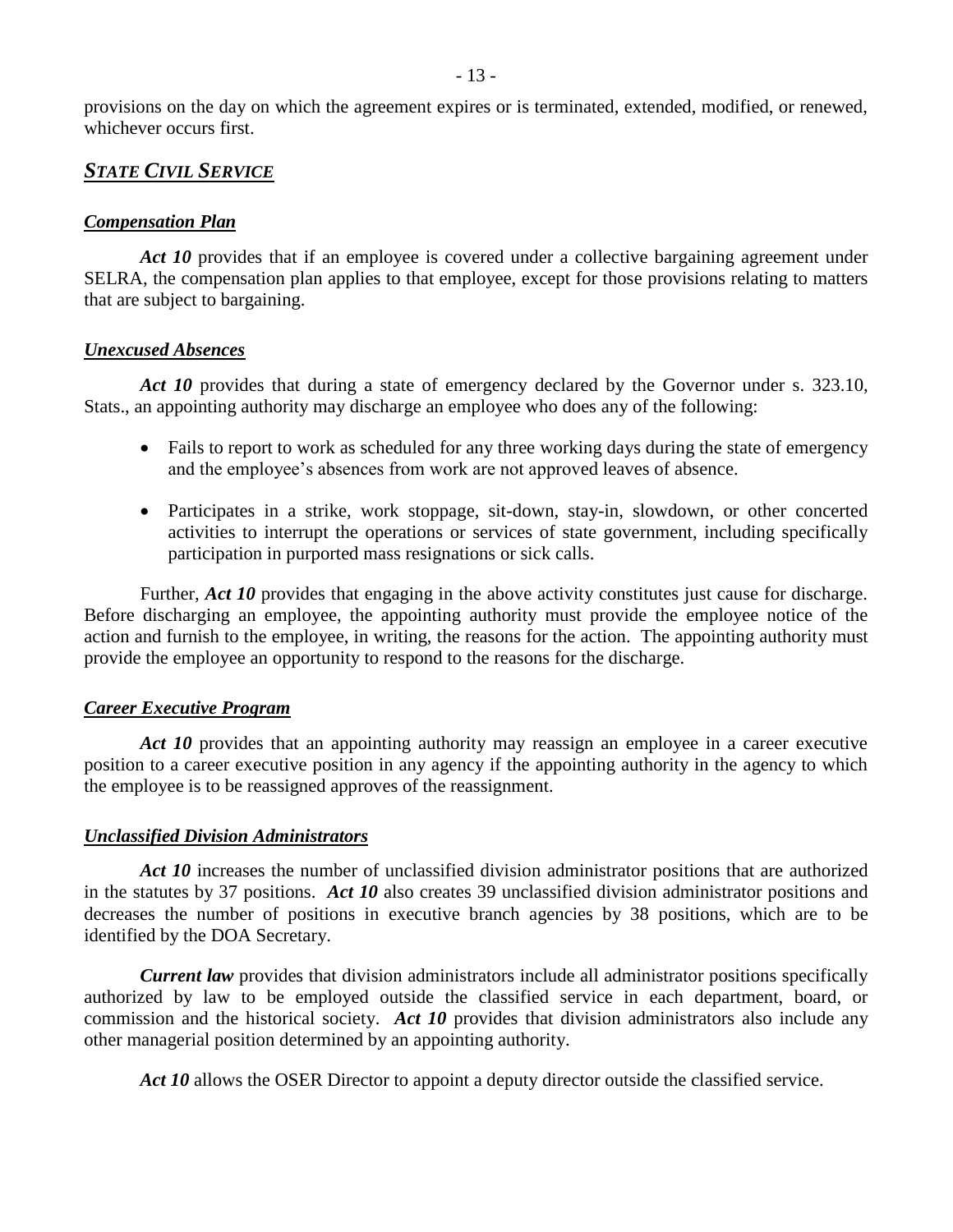provisions on the day on which the agreement expires or is terminated, extended, modified, or renewed, whichever occurs first.

## ***STATE CIVIL SERVICE***

### ***Compensation Plan***

***Act 10*** provides that if an employee is covered under a collective bargaining agreement under SELRA, the compensation plan applies to that employee, except for those provisions relating to matters that are subject to bargaining.

### ***Unexcused Absences***

***Act 10*** provides that during a state of emergency declared by the Governor under s. 323.10, Stats., an appointing authority may discharge an employee who does any of the following:

- Fails to report to work as scheduled for any three working days during the state of emergency and the employee's absences from work are not approved leaves of absence.
- Participates in a strike, work stoppage, sit-down, stay-in, slowdown, or other concerted activities to interrupt the operations or services of state government, including specifically participation in purported mass resignations or sick calls.

Further, ***Act 10*** provides that engaging in the above activity constitutes just cause for discharge. Before discharging an employee, the appointing authority must provide the employee notice of the action and furnish to the employee, in writing, the reasons for the action. The appointing authority must provide the employee an opportunity to respond to the reasons for the discharge.

### ***Career Executive Program***

***Act 10*** provides that an appointing authority may reassign an employee in a career executive position to a career executive position in any agency if the appointing authority in the agency to which the employee is to be reassigned approves of the reassignment.

### ***Unclassified Division Administrators***

***Act 10*** increases the number of unclassified division administrator positions that are authorized in the statutes by 37 positions. ***Act 10*** also creates 39 unclassified division administrator positions and decreases the number of positions in executive branch agencies by 38 positions, which are to be identified by the DOA Secretary.

***Current law*** provides that division administrators include all administrator positions specifically authorized by law to be employed outside the classified service in each department, board, or commission and the historical society. ***Act 10*** provides that division administrators also include any other managerial position determined by an appointing authority.

***Act 10*** allows the OSER Director to appoint a deputy director outside the classified service.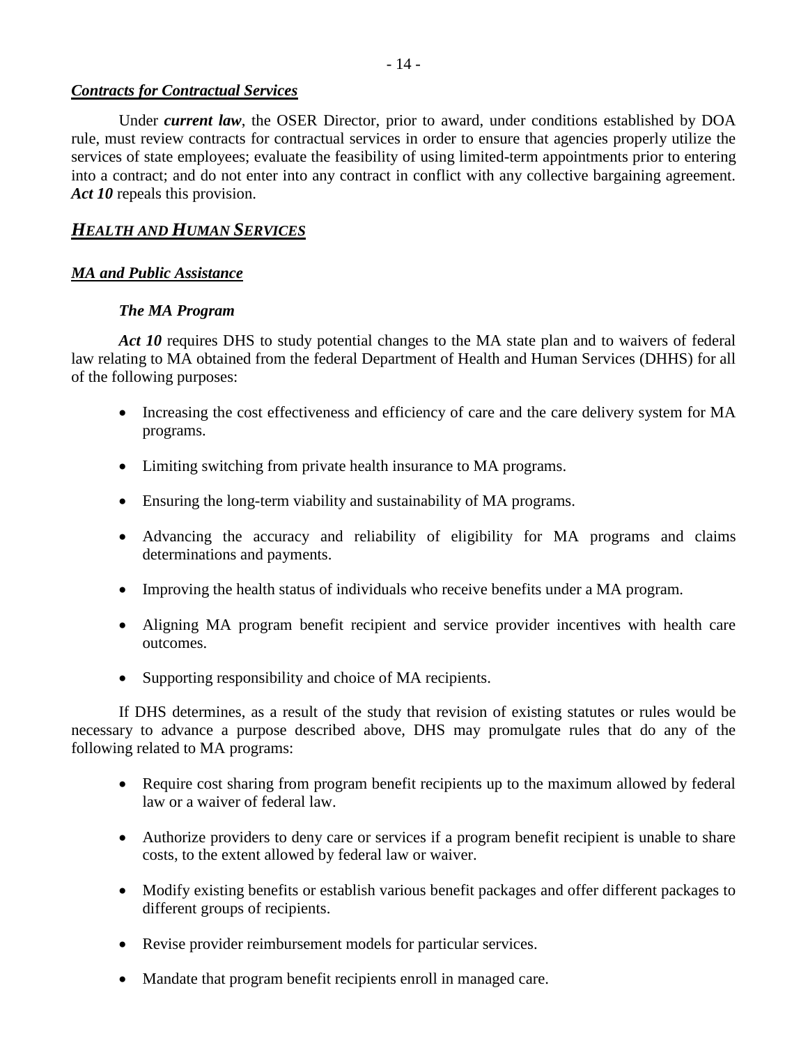***Contracts for Contractual Services***

Under ***current law***, the OSER Director, prior to award, under conditions established by DOA rule, must review contracts for contractual services in order to ensure that agencies properly utilize the services of state employees; evaluate the feasibility of using limited-term appointments prior to entering into a contract; and do not enter into any contract in conflict with any collective bargaining agreement. ***Act 10*** repeals this provision.

## ***HEALTH AND HUMAN SERVICES***

***MA and Public Assistance***

***The MA Program***

***Act 10*** requires DHS to study potential changes to the MA state plan and to waivers of federal law relating to MA obtained from the federal Department of Health and Human Services (DHHS) for all of the following purposes:

- Increasing the cost effectiveness and efficiency of care and the care delivery system for MA programs.
- Limiting switching from private health insurance to MA programs.
- Ensuring the long-term viability and sustainability of MA programs.
- Advancing the accuracy and reliability of eligibility for MA programs and claims determinations and payments.
- Improving the health status of individuals who receive benefits under a MA program.
- Aligning MA program benefit recipient and service provider incentives with health care outcomes.
- Supporting responsibility and choice of MA recipients.

If DHS determines, as a result of the study that revision of existing statutes or rules would be necessary to advance a purpose described above, DHS may promulgate rules that do any of the following related to MA programs:

- Require cost sharing from program benefit recipients up to the maximum allowed by federal law or a waiver of federal law.
- Authorize providers to deny care or services if a program benefit recipient is unable to share costs, to the extent allowed by federal law or waiver.
- Modify existing benefits or establish various benefit packages and offer different packages to different groups of recipients.
- Revise provider reimbursement models for particular services.
- Mandate that program benefit recipients enroll in managed care.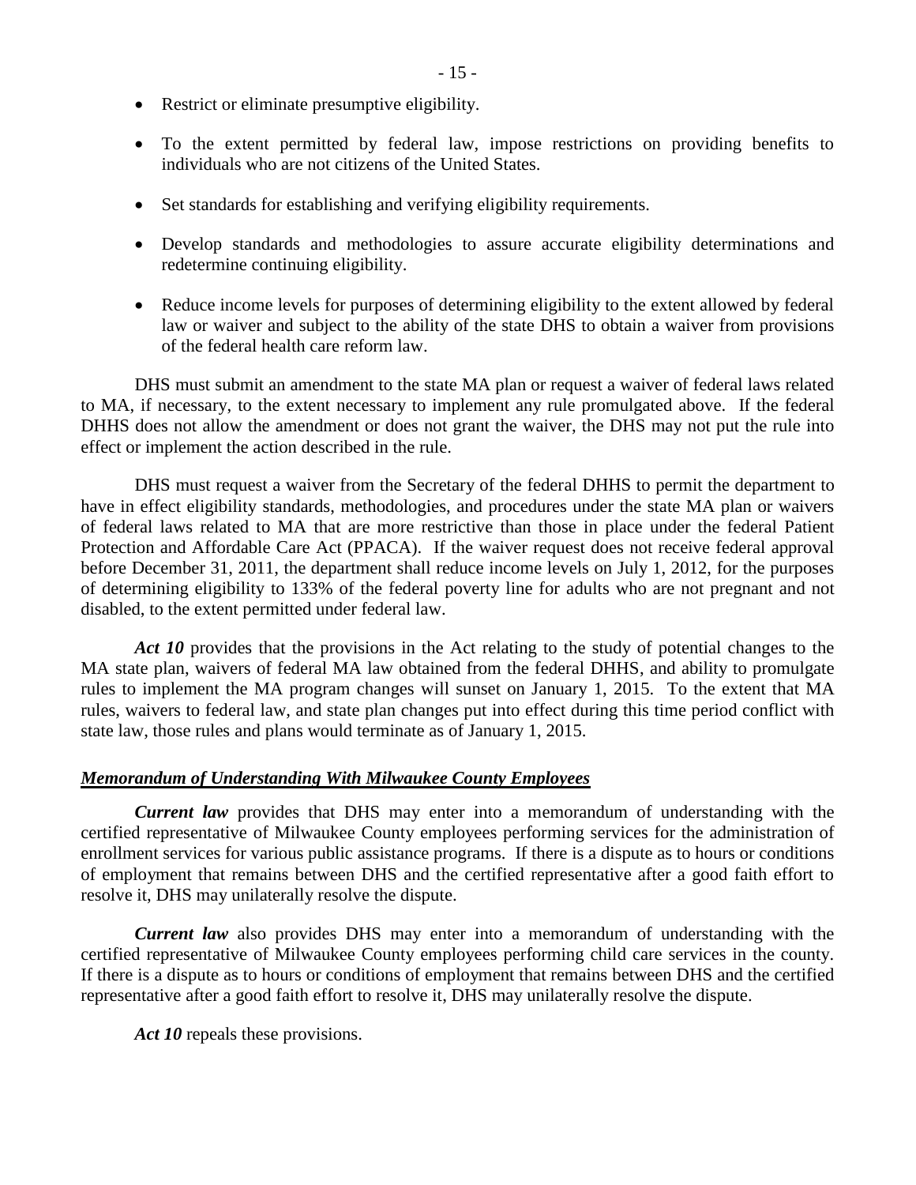- Restrict or eliminate presumptive eligibility.

- To the extent permitted by federal law, impose restrictions on providing benefits to individuals who are not citizens of the United States.

- Set standards for establishing and verifying eligibility requirements.

- Develop standards and methodologies to assure accurate eligibility determinations and redetermine continuing eligibility.

- Reduce income levels for purposes of determining eligibility to the extent allowed by federal law or waiver and subject to the ability of the state DHS to obtain a waiver from provisions of the federal health care reform law.

DHS must submit an amendment to the state MA plan or request a waiver of federal laws related to MA, if necessary, to the extent necessary to implement any rule promulgated above. If the federal DHHS does not allow the amendment or does not grant the waiver, the DHS may not put the rule into effect or implement the action described in the rule.

DHS must request a waiver from the Secretary of the federal DHHS to permit the department to have in effect eligibility standards, methodologies, and procedures under the state MA plan or waivers of federal laws related to MA that are more restrictive than those in place under the federal Patient Protection and Affordable Care Act (PPACA). If the waiver request does not receive federal approval before December 31, 2011, the department shall reduce income levels on July 1, 2012, for the purposes of determining eligibility to 133% of the federal poverty line for adults who are not pregnant and not disabled, to the extent permitted under federal law.

***Act 10*** provides that the provisions in the Act relating to the study of potential changes to the MA state plan, waivers of federal MA law obtained from the federal DHHS, and ability to promulgate rules to implement the MA program changes will sunset on January 1, 2015. To the extent that MA rules, waivers to federal law, and state plan changes put into effect during this time period conflict with state law, those rules and plans would terminate as of January 1, 2015.

### ***Memorandum of Understanding With Milwaukee County Employees***

***Current law*** provides that DHS may enter into a memorandum of understanding with the certified representative of Milwaukee County employees performing services for the administration of enrollment services for various public assistance programs. If there is a dispute as to hours or conditions of employment that remains between DHS and the certified representative after a good faith effort to resolve it, DHS may unilaterally resolve the dispute.

***Current law*** also provides DHS may enter into a memorandum of understanding with the certified representative of Milwaukee County employees performing child care services in the county. If there is a dispute as to hours or conditions of employment that remains between DHS and the certified representative after a good faith effort to resolve it, DHS may unilaterally resolve the dispute.

***Act 10*** repeals these provisions.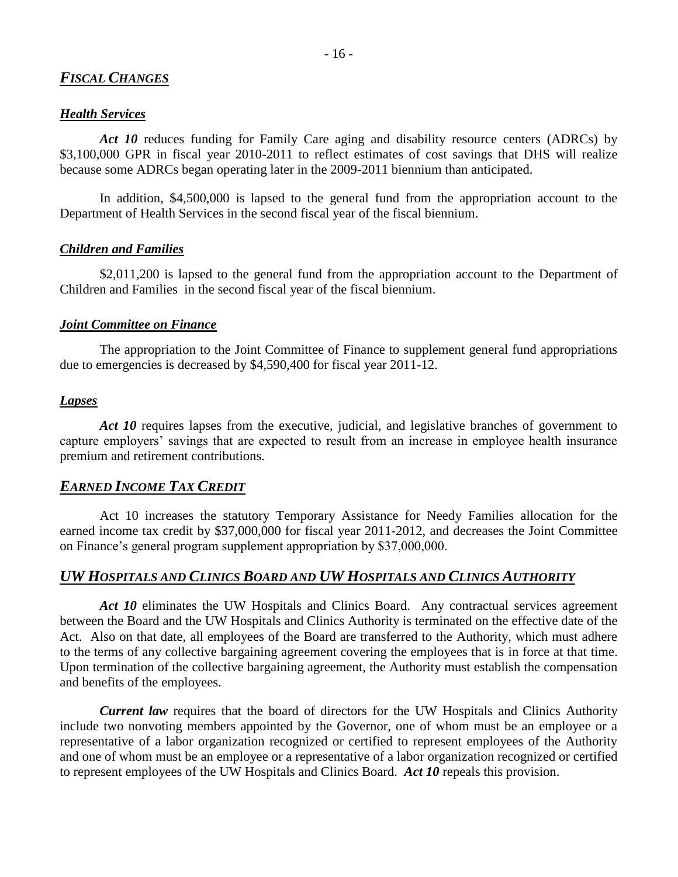## ***FISCAL CHANGES***

### ***Health Services***

***Act 10*** reduces funding for Family Care aging and disability resource centers (ADRCs) by \$3,100,000 GPR in fiscal year 2010-2011 to reflect estimates of cost savings that DHS will realize because some ADRCs began operating later in the 2009-2011 biennium than anticipated.

In addition, \$4,500,000 is lapsed to the general fund from the appropriation account to the Department of Health Services in the second fiscal year of the fiscal biennium.

### ***Children and Families***

\$2,011,200 is lapsed to the general fund from the appropriation account to the Department of Children and Families in the second fiscal year of the fiscal biennium.

### ***Joint Committee on Finance***

The appropriation to the Joint Committee of Finance to supplement general fund appropriations due to emergencies is decreased by \$4,590,400 for fiscal year 2011-12.

### ***Lapses***

***Act 10*** requires lapses from the executive, judicial, and legislative branches of government to capture employers' savings that are expected to result from an increase in employee health insurance premium and retirement contributions.

## ***EARNED INCOME TAX CREDIT***

Act 10 increases the statutory Temporary Assistance for Needy Families allocation for the earned income tax credit by \$37,000,000 for fiscal year 2011-2012, and decreases the Joint Committee on Finance's general program supplement appropriation by \$37,000,000.

## ***UW HOSPITALS AND CLINICS BOARD AND UW HOSPITALS AND CLINICS AUTHORITY***

***Act 10*** eliminates the UW Hospitals and Clinics Board. Any contractual services agreement between the Board and the UW Hospitals and Clinics Authority is terminated on the effective date of the Act. Also on that date, all employees of the Board are transferred to the Authority, which must adhere to the terms of any collective bargaining agreement covering the employees that is in force at that time. Upon termination of the collective bargaining agreement, the Authority must establish the compensation and benefits of the employees.

***Current law*** requires that the board of directors for the UW Hospitals and Clinics Authority include two nonvoting members appointed by the Governor, one of whom must be an employee or a representative of a labor organization recognized or certified to represent employees of the Authority and one of whom must be an employee or a representative of a labor organization recognized or certified to represent employees of the UW Hospitals and Clinics Board. ***Act 10*** repeals this provision.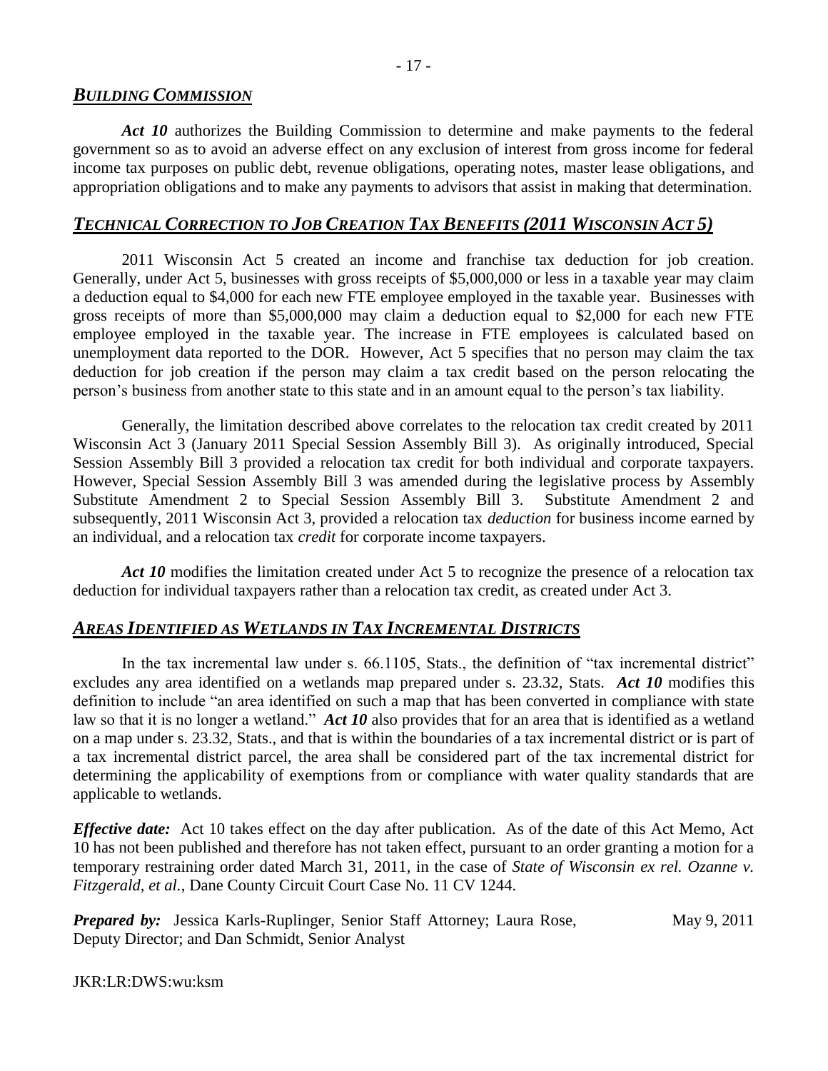## ***BUILDING COMMISSION***

***Act 10*** authorizes the Building Commission to determine and make payments to the federal government so as to avoid an adverse effect on any exclusion of interest from gross income for federal income tax purposes on public debt, revenue obligations, operating notes, master lease obligations, and appropriation obligations and to make any payments to advisors that assist in making that determination.

## ***TECHNICAL CORRECTION TO JOB CREATION TAX BENEFITS (2011 WISCONSIN ACT 5)***

2011 Wisconsin Act 5 created an income and franchise tax deduction for job creation. Generally, under Act 5, businesses with gross receipts of $5,000,000 or less in a taxable year may claim a deduction equal to $4,000 for each new FTE employee employed in the taxable year. Businesses with gross receipts of more than $5,000,000 may claim a deduction equal to $2,000 for each new FTE employee employed in the taxable year. The increase in FTE employees is calculated based on unemployment data reported to the DOR. However, Act 5 specifies that no person may claim the tax deduction for job creation if the person may claim a tax credit based on the person relocating the person's business from another state to this state and in an amount equal to the person's tax liability.

Generally, the limitation described above correlates to the relocation tax credit created by 2011 Wisconsin Act 3 (January 2011 Special Session Assembly Bill 3). As originally introduced, Special Session Assembly Bill 3 provided a relocation tax credit for both individual and corporate taxpayers. However, Special Session Assembly Bill 3 was amended during the legislative process by Assembly Substitute Amendment 2 to Special Session Assembly Bill 3. Substitute Amendment 2 and subsequently, 2011 Wisconsin Act 3, provided a relocation tax *deduction* for business income earned by an individual, and a relocation tax *credit* for corporate income taxpayers.

***Act 10*** modifies the limitation created under Act 5 to recognize the presence of a relocation tax deduction for individual taxpayers rather than a relocation tax credit, as created under Act 3.

## ***AREAS IDENTIFIED AS WETLANDS IN TAX INCREMENTAL DISTRICTS***

In the tax incremental law under s. 66.1105, Stats., the definition of "tax incremental district" excludes any area identified on a wetlands map prepared under s. 23.32, Stats. ***Act 10*** modifies this definition to include "an area identified on such a map that has been converted in compliance with state law so that it is no longer a wetland." ***Act 10*** also provides that for an area that is identified as a wetland on a map under s. 23.32, Stats., and that is within the boundaries of a tax incremental district or is part of a tax incremental district parcel, the area shall be considered part of the tax incremental district for determining the applicability of exemptions from or compliance with water quality standards that are applicable to wetlands.

***Effective date:*** Act 10 takes effect on the day after publication. As of the date of this Act Memo, Act 10 has not been published and therefore has not taken effect, pursuant to an order granting a motion for a temporary restraining order dated March 31, 2011, in the case of *State of Wisconsin ex rel. Ozanne v. Fitzgerald, et al.*, Dane County Circuit Court Case No. 11 CV 1244.

***Prepared by:*** Jessica Karls-Ruplinger, Senior Staff Attorney; Laura Rose, Deputy Director; and Dan Schmidt, Senior Analyst

May 9, 2011

JKR:LR:DWS:wu:ksm